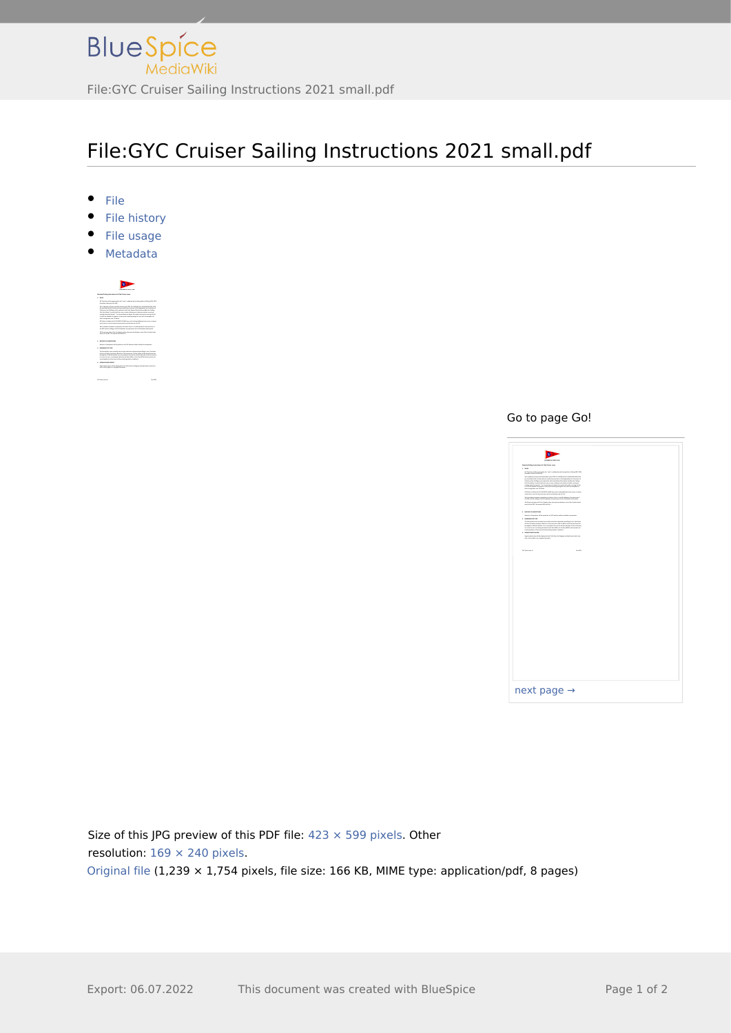# File:GYC Cruiser Sailing Instructions 2021 small.pdf

- File
- File history
- File usage
- Metadata

Go to page Go!

next page →

Size of this JPG preview of this PDF file: 423 × 599 pixels. Other resolution: 169 × 240 pixels.

Original file (1,239 × 1,754 pixels, file size: 166 KB, MIME type: application/pdf, 8 pages)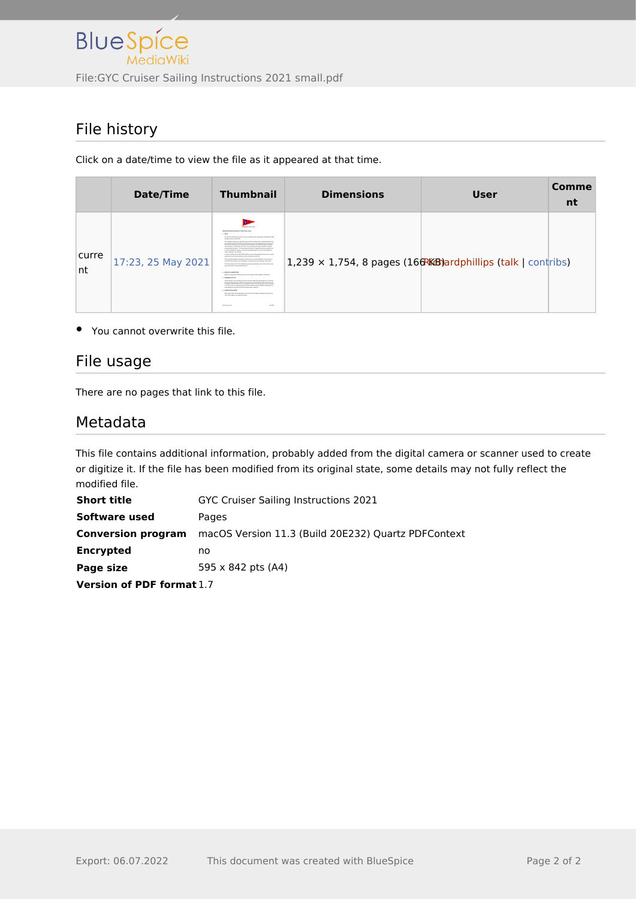## File history

Click on a date/time to view the file as it appeared at that time.

| | Date/Time | Thumbnail | Dimensions | User | Comment |
|---|---|---|---|---|---|
| current | 17:23, 25 May 2021 | | 1,239 × 1,754, 8 pages (166 KB) | Richardphillips (talk \| contribs) | |

- You cannot overwrite this file.

## File usage

There are no pages that link to this file.

## Metadata

This file contains additional information, probably added from the digital camera or scanner used to create or digitize it. If the file has been modified from its original state, some details may not fully reflect the modified file.

| | |
|---|---|
| **Short title** | GYC Cruiser Sailing Instructions 2021 |
| **Software used** | Pages |
| **Conversion program** | macOS Version 11.3 (Build 20E232) Quartz PDFContext |
| **Encrypted** | no |
| **Page size** | 595 x 842 pts (A4) |
| **Version of PDF format** | 1.7 |